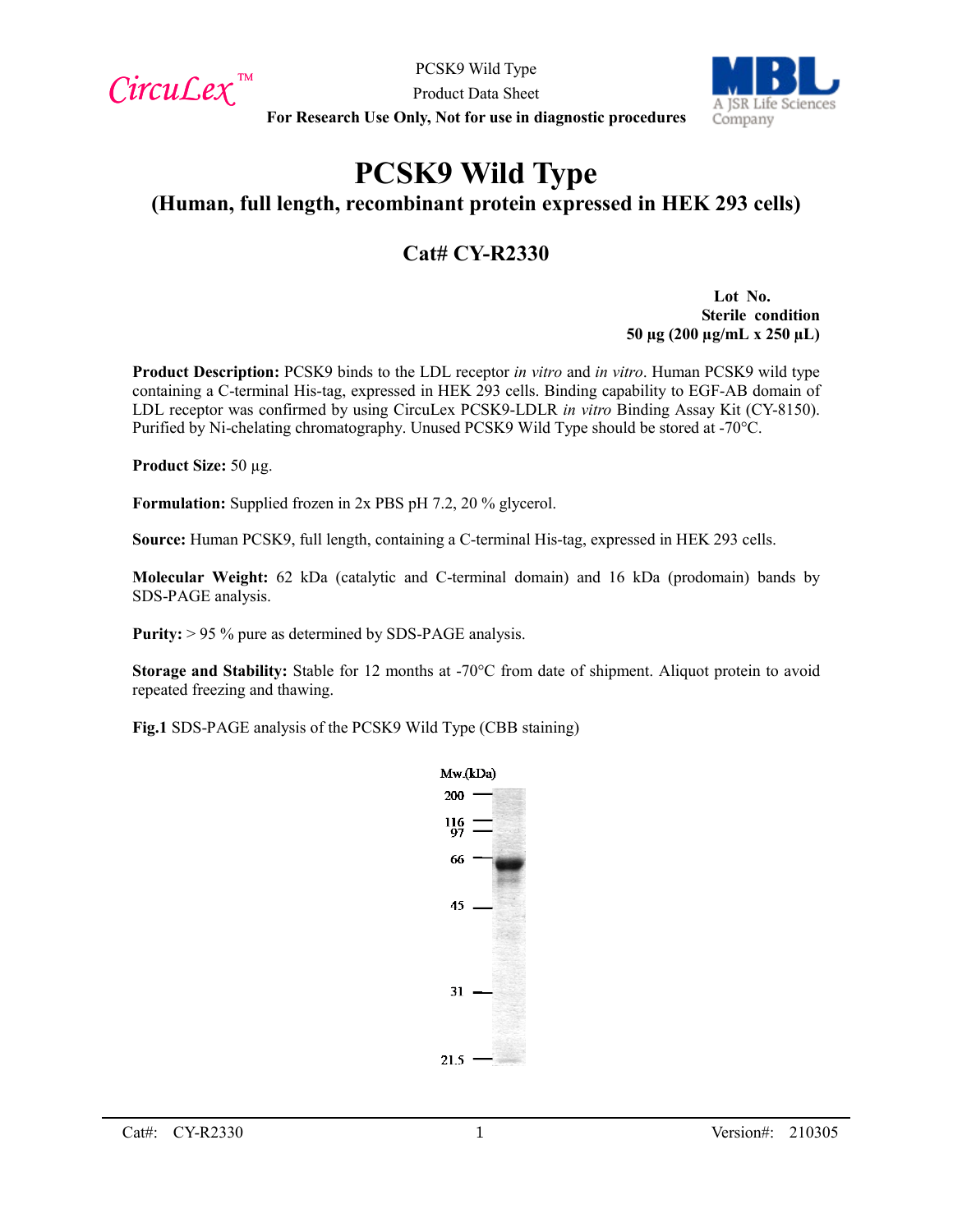# PCSK9 Wild Type

## (Human, full length, recombinant protein expressed in HEK 293 cells)

## Cat# CY-R2330

**Lot No.**
**Sterile condition**
**50 µg (200 µg/mL x 250 µL)**

**Product Description:** PCSK9 binds to the LDL receptor *in vitro* and *in vitro*. Human PCSK9 wild type containing a C-terminal His-tag, expressed in HEK 293 cells. Binding capability to EGF-AB domain of LDL receptor was confirmed by using CircuLex PCSK9-LDLR *in vitro* Binding Assay Kit (CY-8150). Purified by Ni-chelating chromatography. Unused PCSK9 Wild Type should be stored at -70°C.

**Product Size:** 50 µg.

**Formulation:** Supplied frozen in 2x PBS pH 7.2, 20 % glycerol.

**Source:** Human PCSK9, full length, containing a C-terminal His-tag, expressed in HEK 293 cells.

**Molecular Weight:** 62 kDa (catalytic and C-terminal domain) and 16 kDa (prodomain) bands by SDS-PAGE analysis.

**Purity:** > 95 % pure as determined by SDS-PAGE analysis.

**Storage and Stability:** Stable for 12 months at -70°C from date of shipment. Aliquot protein to avoid repeated freezing and thawing.

**Fig.1** SDS-PAGE analysis of the PCSK9 Wild Type (CBB staining)

Mw.(kDa)
200
116
97
66
45
31
21.5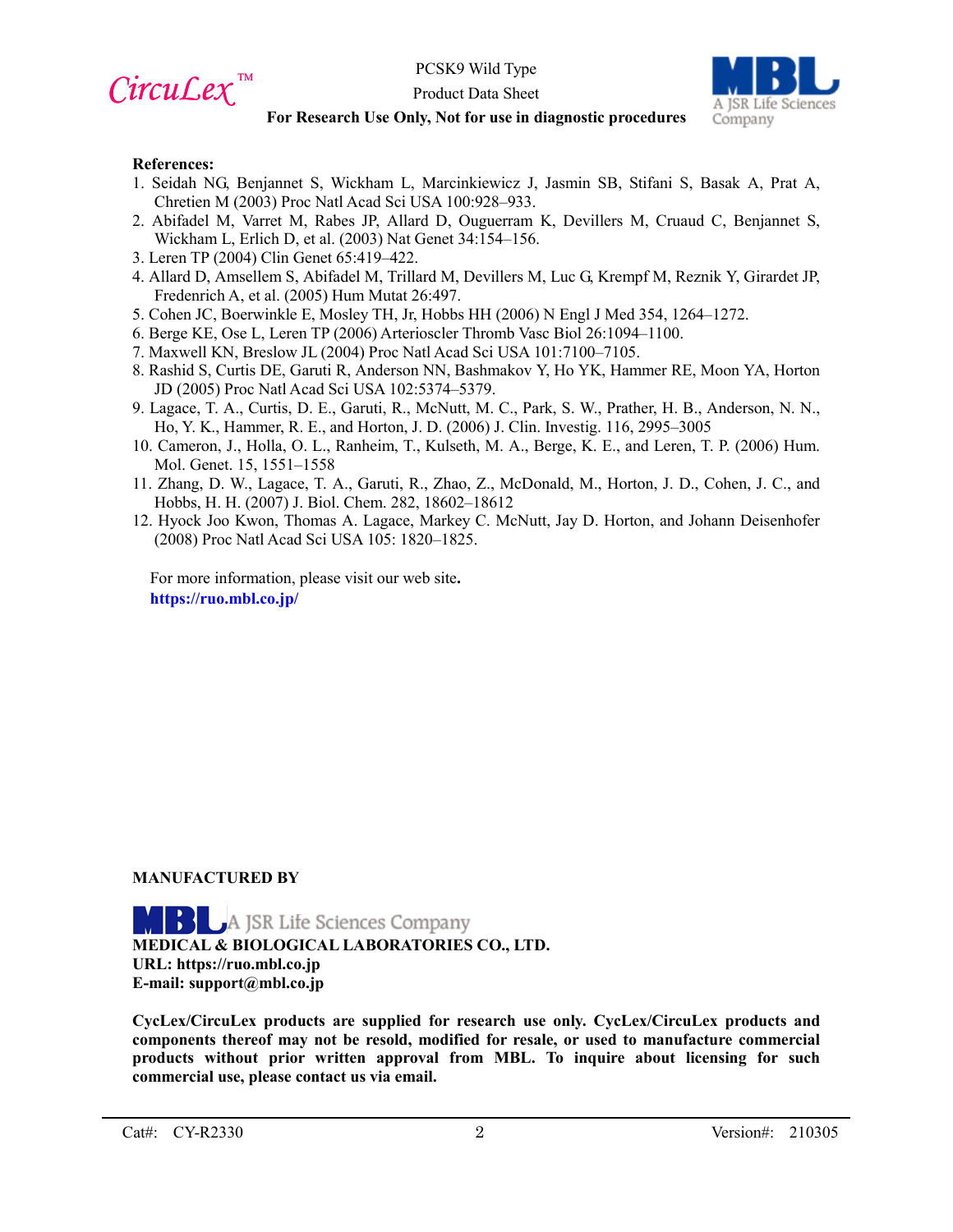**References:**

1. Seidah NG, Benjannet S, Wickham L, Marcinkiewicz J, Jasmin SB, Stifani S, Basak A, Prat A, Chretien M (2003) Proc Natl Acad Sci USA 100:928–933.
2. Abifadel M, Varret M, Rabes JP, Allard D, Ouguerram K, Devillers M, Cruaud C, Benjannet S, Wickham L, Erlich D, et al. (2003) Nat Genet 34:154–156.
3. Leren TP (2004) Clin Genet 65:419–422.
4. Allard D, Amsellem S, Abifadel M, Trillard M, Devillers M, Luc G, Krempf M, Reznik Y, Girardet JP, Fredenrich A, et al. (2005) Hum Mutat 26:497.
5. Cohen JC, Boerwinkle E, Mosley TH, Jr, Hobbs HH (2006) N Engl J Med 354, 1264–1272.
6. Berge KE, Ose L, Leren TP (2006) Arterioscler Thromb Vasc Biol 26:1094–1100.
7. Maxwell KN, Breslow JL (2004) Proc Natl Acad Sci USA 101:7100–7105.
8. Rashid S, Curtis DE, Garuti R, Anderson NN, Bashmakov Y, Ho YK, Hammer RE, Moon YA, Horton JD (2005) Proc Natl Acad Sci USA 102:5374–5379.
9. Lagace, T. A., Curtis, D. E., Garuti, R., McNutt, M. C., Park, S. W., Prather, H. B., Anderson, N. N., Ho, Y. K., Hammer, R. E., and Horton, J. D. (2006) J. Clin. Investig. 116, 2995–3005
10. Cameron, J., Holla, O. L., Ranheim, T., Kulseth, M. A., Berge, K. E., and Leren, T. P. (2006) Hum. Mol. Genet. 15, 1551–1558
11. Zhang, D. W., Lagace, T. A., Garuti, R., Zhao, Z., McDonald, M., Horton, J. D., Cohen, J. C., and Hobbs, H. H. (2007) J. Biol. Chem. 282, 18602–18612
12. Hyock Joo Kwon, Thomas A. Lagace, Markey C. McNutt, Jay D. Horton, and Johann Deisenhofer (2008) Proc Natl Acad Sci USA 105: 1820–1825.

For more information, please visit our web site**.**
**https://ruo.mbl.co.jp/**

**MANUFACTURED BY**

MBL A JSR Life Sciences Company
**MEDICAL & BIOLOGICAL LABORATORIES CO., LTD.**
**URL: https://ruo.mbl.co.jp**
**E-mail: support@mbl.co.jp**

**CycLex/CircuLex products are supplied for research use only. CycLex/CircuLex products and components thereof may not be resold, modified for resale, or used to manufacture commercial products without prior written approval from MBL. To inquire about licensing for such commercial use, please contact us via email.**